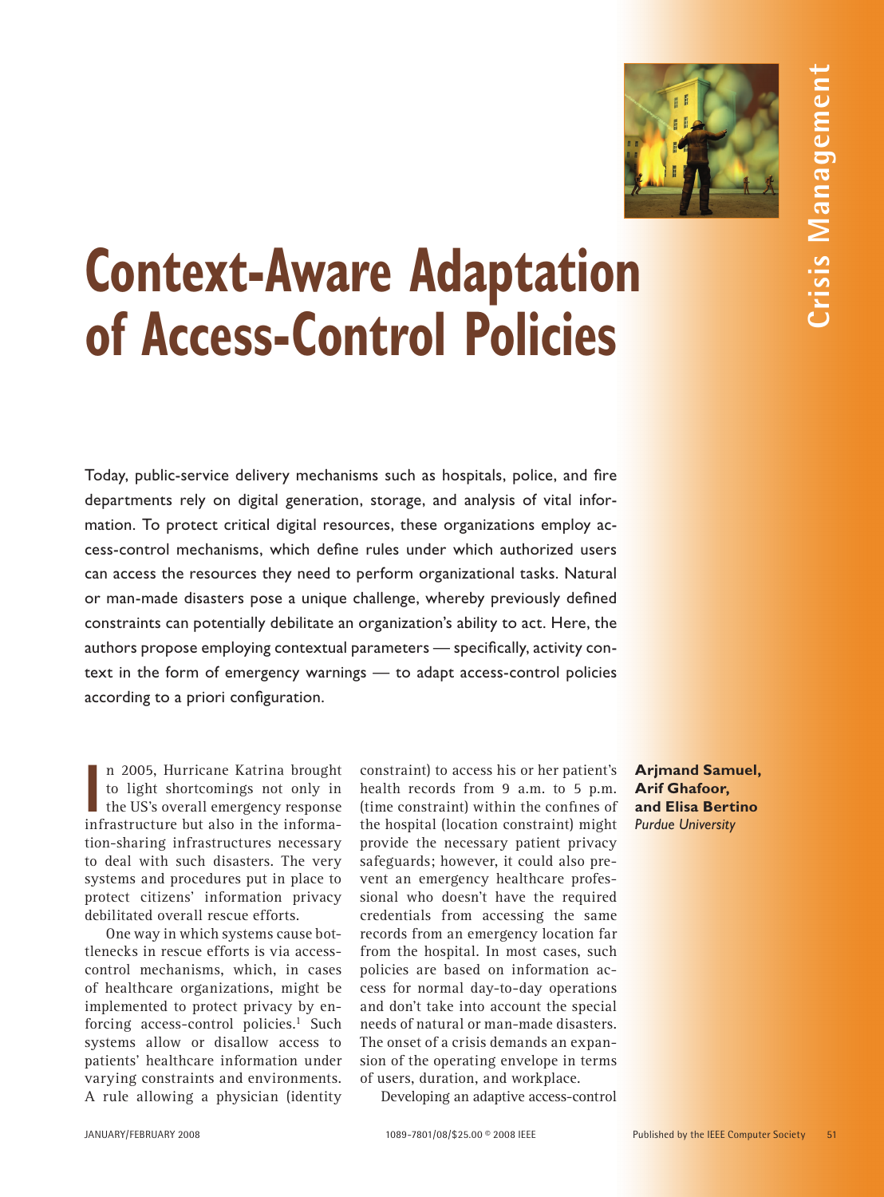Crisis Management

# Context-Aware Adaptation of Access-Control Policies

Today, public-service delivery mechanisms such as hospitals, police, and fire departments rely on digital generation, storage, and analysis of vital information. To protect critical digital resources, these organizations employ access-control mechanisms, which define rules under which authorized users can access the resources they need to perform organizational tasks. Natural or man-made disasters pose a unique challenge, whereby previously defined constraints can potentially debilitate an organization's ability to act. Here, the authors propose employing contextual parameters — specifically, activity context in the form of emergency warnings — to adapt access-control policies according to a priori configuration.

**Arjmand Samuel, Arif Ghafoor, and Elisa Bertino**
*Purdue University*

In 2005, Hurricane Katrina brought to light shortcomings not only in the US's overall emergency response infrastructure but also in the information-sharing infrastructures necessary to deal with such disasters. The very systems and procedures put in place to protect citizens' information privacy debilitated overall rescue efforts.

One way in which systems cause bottlenecks in rescue efforts is via access-control mechanisms, which, in cases of healthcare organizations, might be implemented to protect privacy by enforcing access-control policies.[1] Such systems allow or disallow access to patients' healthcare information under varying constraints and environments. A rule allowing a physician (identity constraint) to access his or her patient's health records from 9 a.m. to 5 p.m. (time constraint) within the confines of the hospital (location constraint) might provide the necessary patient privacy safeguards; however, it could also prevent an emergency healthcare professional who doesn't have the required credentials from accessing the same records from an emergency location far from the hospital. In most cases, such policies are based on information access for normal day-to-day operations and don't take into account the special needs of natural or man-made disasters. The onset of a crisis demands an expansion of the operating envelope in terms of users, duration, and workplace.

Developing an adaptive access-control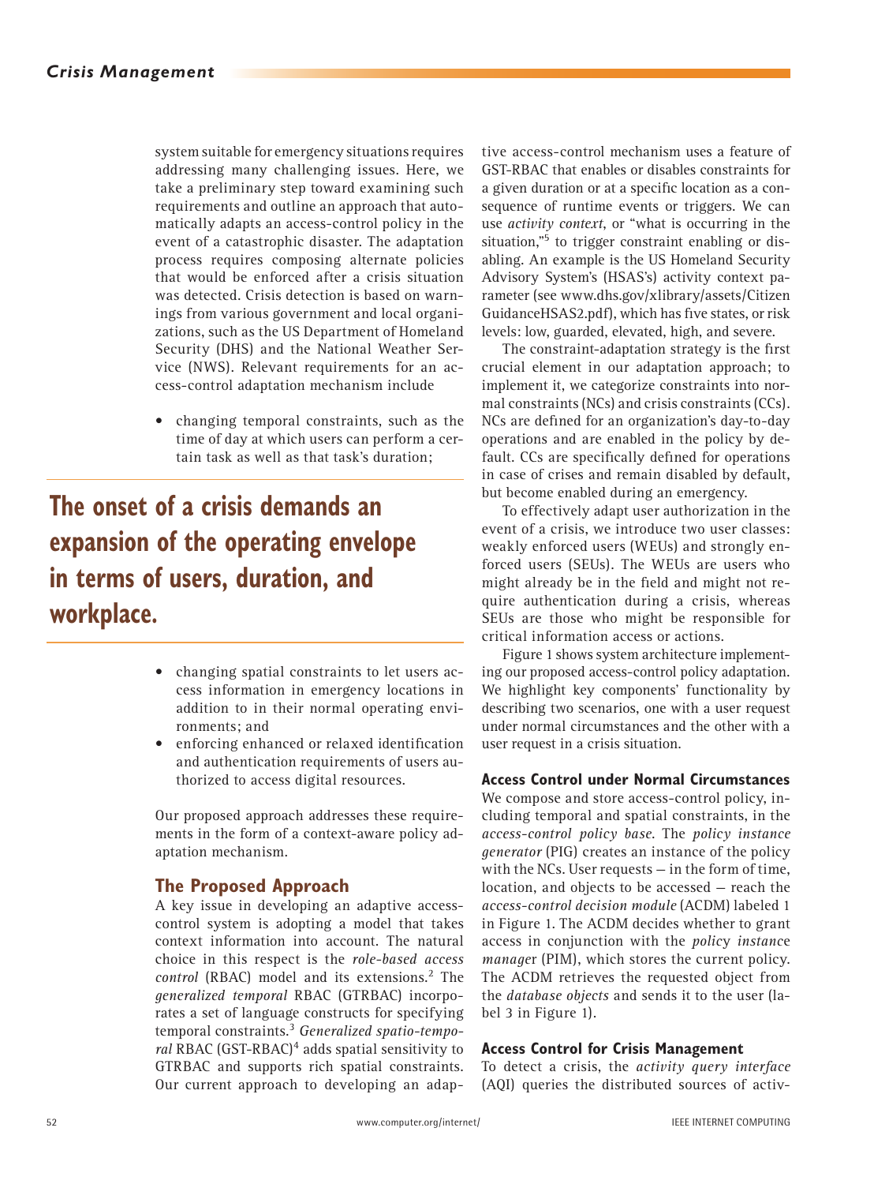system suitable for emergency situations requires addressing many challenging issues. Here, we take a preliminary step toward examining such requirements and outline an approach that automatically adapts an access-control policy in the event of a catastrophic disaster. The adaptation process requires composing alternate policies that would be enforced after a crisis situation was detected. Crisis detection is based on warnings from various government and local organizations, such as the US Department of Homeland Security (DHS) and the National Weather Service (NWS). Relevant requirements for an access-control adaptation mechanism include

- changing temporal constraints, such as the time of day at which users can perform a certain task as well as that task's duration;
- changing spatial constraints to let users access information in emergency locations in addition to in their normal operating environments; and
- enforcing enhanced or relaxed identification and authentication requirements of users authorized to access digital resources.

**The onset of a crisis demands an expansion of the operating envelope in terms of users, duration, and workplace.**

Our proposed approach addresses these requirements in the form of a context-aware policy adaptation mechanism.

## The Proposed Approach

A key issue in developing an adaptive access-control system is adopting a model that takes context information into account. The natural choice in this respect is the *role-based access control* (RBAC) model and its extensions.[2] The *generalized temporal* RBAC (GTRBAC) incorporates a set of language constructs for specifying temporal constraints.[3] *Generalized spatio-temporal* RBAC (GST-RBAC)[4] adds spatial sensitivity to GTRBAC and supports rich spatial constraints. Our current approach to developing an adaptive access-control mechanism uses a feature of GST-RBAC that enables or disables constraints for a given duration or at a specific location as a consequence of runtime events or triggers. We can use *activity context*, or "what is occurring in the situation,"[5] to trigger constraint enabling or disabling. An example is the US Homeland Security Advisory System's (HSAS's) activity context parameter (see www.dhs.gov/xlibrary/assets/CitizenGuidanceHSAS2.pdf), which has five states, or risk levels: low, guarded, elevated, high, and severe.

The constraint-adaptation strategy is the first crucial element in our adaptation approach; to implement it, we categorize constraints into normal constraints (NCs) and crisis constraints (CCs). NCs are defined for an organization's day-to-day operations and are enabled in the policy by default. CCs are specifically defined for operations in case of crises and remain disabled by default, but become enabled during an emergency.

To effectively adapt user authorization in the event of a crisis, we introduce two user classes: weakly enforced users (WEUs) and strongly enforced users (SEUs). The WEUs are users who might already be in the field and might not require authentication during a crisis, whereas SEUs are those who might be responsible for critical information access or actions.

Figure 1 shows system architecture implementing our proposed access-control policy adaptation. We highlight key components' functionality by describing two scenarios, one with a user request under normal circumstances and the other with a user request in a crisis situation.

### Access Control under Normal Circumstances

We compose and store access-control policy, including temporal and spatial constraints, in the *access-control policy base*. The *policy instance generator* (PIG) creates an instance of the policy with the NCs. User requests — in the form of time, location, and objects to be accessed — reach the *access-control decision module* (ACDM) labeled 1 in Figure 1. The ACDM decides whether to grant access in conjunction with the *policy instance manager* (PIM), which stores the current policy. The ACDM retrieves the requested object from the *database objects* and sends it to the user (label 3 in Figure 1).

### Access Control for Crisis Management

To detect a crisis, the *activity query interface* (AQI) queries the distributed sources of activ-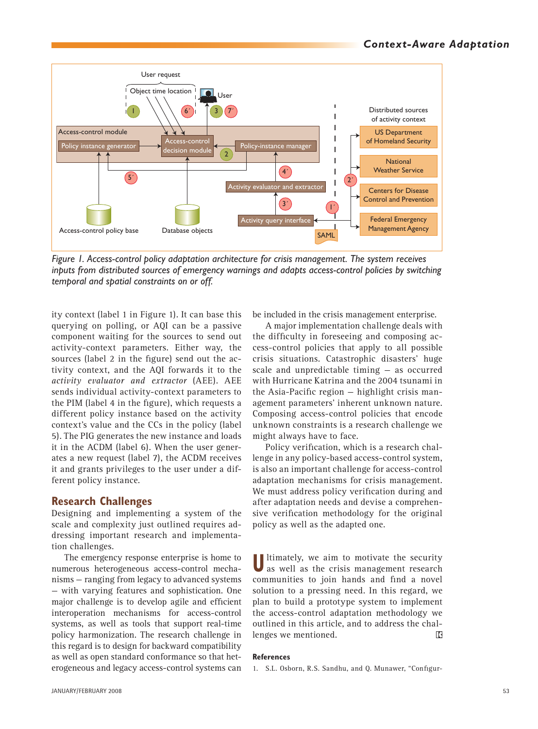Figure 1. Access-control policy adaptation architecture for crisis management. The system receives inputs from distributed sources of emergency warnings and adapts access-control policies by switching temporal and spatial constraints on or off.

ity context (label 1 in Figure 1). It can base this querying on polling, or AQI can be a passive component waiting for the sources to send out activity-context parameters. Either way, the sources (label 2 in the figure) send out the activity context, and the AQI forwards it to the *activity evaluator and extractor* (AEE). AEE sends individual activity-context parameters to the PIM (label 4 in the figure), which requests a different policy instance based on the activity context's value and the CCs in the policy (label 5). The PIG generates the new instance and loads it in the ACDM (label 6). When the user generates a new request (label 7), the ACDM receives it and grants privileges to the user under a different policy instance.

## Research Challenges

Designing and implementing a system of the scale and complexity just outlined requires addressing important research and implementation challenges.

The emergency response enterprise is home to numerous heterogeneous access-control mechanisms — ranging from legacy to advanced systems — with varying features and sophistication. One major challenge is to develop agile and efficient interoperation mechanisms for access-control systems, as well as tools that support real-time policy harmonization. The research challenge in this regard is to design for backward compatibility as well as open standard conformance so that heterogeneous and legacy access-control systems can be included in the crisis management enterprise.

A major implementation challenge deals with the difficulty in foreseeing and composing access-control policies that apply to all possible crisis situations. Catastrophic disasters' huge scale and unpredictable timing — as occurred with Hurricane Katrina and the 2004 tsunami in the Asia-Pacific region — highlight crisis management parameters' inherent unknown nature. Composing access-control policies that encode unknown constraints is a research challenge we might always have to face.

Policy verification, which is a research challenge in any policy-based access-control system, is also an important challenge for access-control adaptation mechanisms for crisis management. We must address policy verification during and after adaptation needs and devise a comprehensive verification methodology for the original policy as well as the adapted one.

Ultimately, we aim to motivate the security as well as the crisis management research communities to join hands and find a novel solution to a pressing need. In this regard, we plan to build a prototype system to implement the access-control adaptation methodology we outlined in this article, and to address the challenges we mentioned.

### References

1. S.L. Osborn, R.S. Sandhu, and Q. Munawer, "Configur-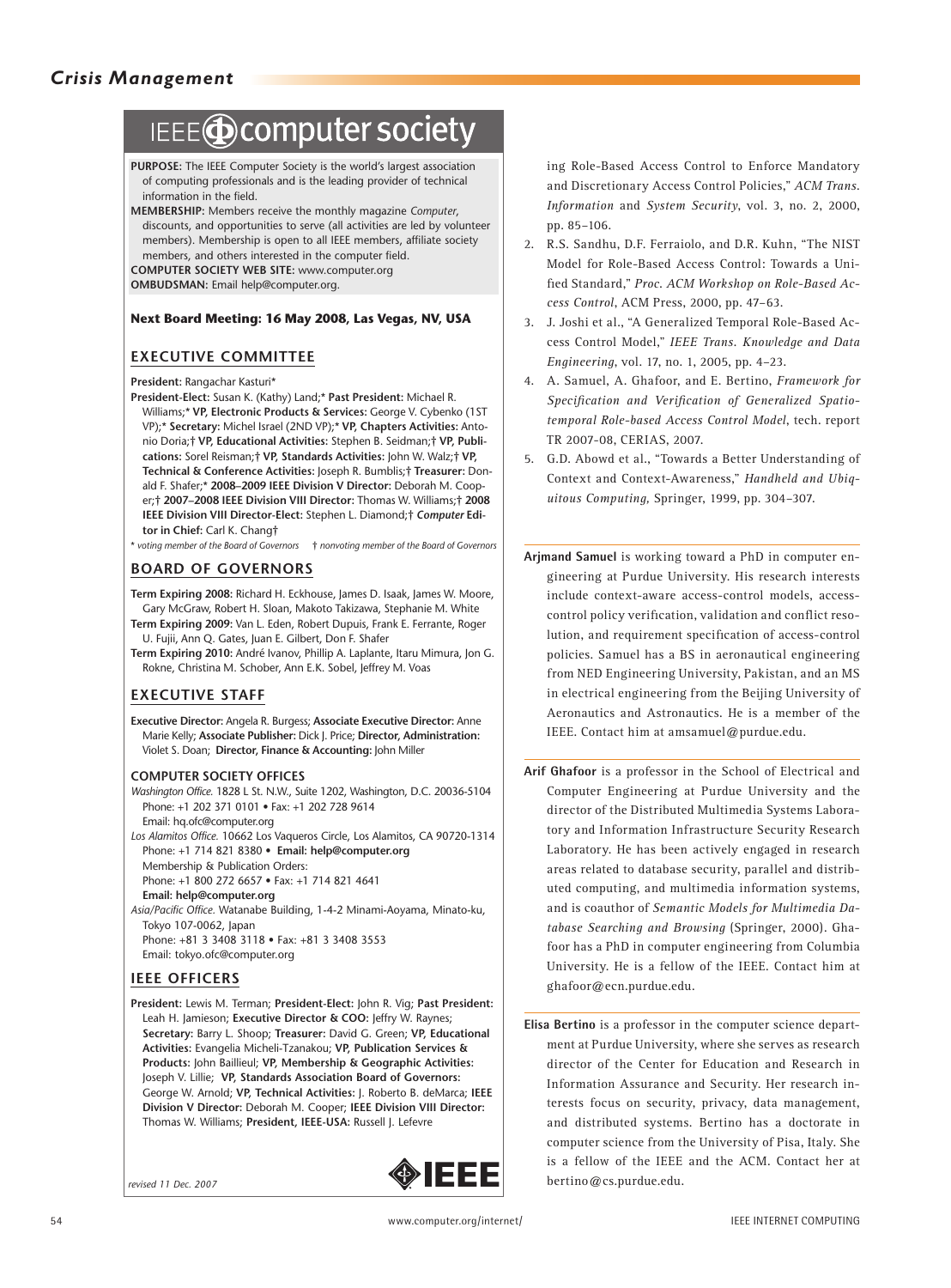ing Role-Based Access Control to Enforce Mandatory and Discretionary Access Control Policies," *ACM Trans. Information* and *System Security*, vol. 3, no. 2, 2000, pp. 85–106.

2. R.S. Sandhu, D.F. Ferraiolo, and D.R. Kuhn, "The NIST Model for Role-Based Access Control: Towards a Unified Standard," *Proc. ACM Workshop on Role-Based Access Control*, ACM Press, 2000, pp. 47–63.
3. J. Joshi et al., "A Generalized Temporal Role-Based Access Control Model," *IEEE Trans. Knowledge and Data Engineering*, vol. 17, no. 1, 2005, pp. 4–23.
4. A. Samuel, A. Ghafoor, and E. Bertino, *Framework for Specification and Verification of Generalized Spatio-temporal Role-based Access Control Model*, tech. report TR 2007-08, CERIAS, 2007.
5. G.D. Abowd et al., "Towards a Better Understanding of Context and Context-Awareness," *Handheld and Ubiquitous Computing*, Springer, 1999, pp. 304–307.

**Arjmand Samuel** is working toward a PhD in computer engineering at Purdue University. His research interests include context-aware access-control models, access-control policy verification, validation and conflict resolution, and requirement specification of access-control policies. Samuel has a BS in aeronautical engineering from NED Engineering University, Pakistan, and an MS in electrical engineering from the Beijing University of Aeronautics and Astronautics. He is a member of the IEEE. Contact him at amsamuel@purdue.edu.

**Arif Ghafoor** is a professor in the School of Electrical and Computer Engineering at Purdue University and the director of the Distributed Multimedia Systems Laboratory and Information Infrastructure Security Research Laboratory. He has been actively engaged in research areas related to database security, parallel and distributed computing, and multimedia information systems, and is coauthor of *Semantic Models for Multimedia Database Searching and Browsing* (Springer, 2000). Ghafoor has a PhD in computer engineering from Columbia University. He is a fellow of the IEEE. Contact him at ghafoor@ecn.purdue.edu.

**Elisa Bertino** is a professor in the computer science department at Purdue University, where she serves as research director of the Center for Education and Research in Information Assurance and Security. Her research interests focus on security, privacy, data management, and distributed systems. Bertino has a doctorate in computer science from the University of Pisa, Italy. She is a fellow of the IEEE and the ACM. Contact her at bertino@cs.purdue.edu.

# IEEE computer society

**PURPOSE:** The IEEE Computer Society is the world's largest association of computing professionals and is the leading provider of technical information in the field.

**MEMBERSHIP:** Members receive the monthly magazine *Computer*, discounts, and opportunities to serve (all activities are led by volunteer members). Membership is open to all IEEE members, affiliate society members, and others interested in the computer field.

**COMPUTER SOCIETY WEB SITE:** www.computer.org

**OMBUDSMAN:** Email help@computer.org.

**Next Board Meeting: 16 May 2008, Las Vegas, NV, USA**

## EXECUTIVE COMMITTEE

**President:** Rangachar Kasturi*

**President-Elect:** Susan K. (Kathy) Land;* **Past President:** Michael R. Williams;* **VP, Electronic Products & Services:** George V. Cybenko (1ST VP);* **Secretary:** Michel Israel (2ND VP);* **VP, Chapters Activities:** Antonio Doria;† **VP, Educational Activities:** Stephen B. Seidman;† **VP, Publications:** Sorel Reisman;† **VP, Standards Activities:** John W. Walz;† **VP, Technical & Conference Activities:** Joseph R. Bumblis;† **Treasurer:** Donald F. Shafer;* **2008–2009 IEEE Division V Director:** Deborah M. Cooper;† **2007–2008 IEEE Division VIII Director:** Thomas W. Williams;† **2008 IEEE Division VIII Director-Elect:** Stephen L. Diamond;† ***Computer* Editor in Chief:** Carl K. Chang†

*\* voting member of the Board of Governors    † nonvoting member of the Board of Governors*

## BOARD OF GOVERNORS

**Term Expiring 2008:** Richard H. Eckhouse, James D. Isaak, James W. Moore, Gary McGraw, Robert H. Sloan, Makoto Takizawa, Stephanie M. White

**Term Expiring 2009:** Van L. Eden, Robert Dupuis, Frank E. Ferrante, Roger U. Fujii, Ann Q. Gates, Juan E. Gilbert, Don F. Shafer

**Term Expiring 2010:** André Ivanov, Phillip A. Laplante, Itaru Mimura, Jon G. Rokne, Christina M. Schober, Ann E.K. Sobel, Jeffrey M. Voas

## EXECUTIVE STAFF

**Executive Director:** Angela R. Burgess; **Associate Executive Director:** Anne Marie Kelly; **Associate Publisher:** Dick J. Price; **Director, Administration:** Violet S. Doan; **Director, Finance & Accounting:** John Miller

### COMPUTER SOCIETY OFFICES

*Washington Office.* 1828 L St. N.W., Suite 1202, Washington, D.C. 20036-5104
Phone: +1 202 371 0101 • Fax: +1 202 728 9614
Email: hq.ofc@computer.org

*Los Alamitos Office.* 10662 Los Vaqueros Circle, Los Alamitos, CA 90720-1314
Phone: +1 714 821 8380 • **Email: help@computer.org**
Membership & Publication Orders:
Phone: +1 800 272 6657 • Fax: +1 714 821 4641
**Email: help@computer.org**

*Asia/Pacific Office.* Watanabe Building, 1-4-2 Minami-Aoyama, Minato-ku, Tokyo 107-0062, Japan
Phone: +81 3 3408 3118 • Fax: +81 3 3408 3553
Email: tokyo.ofc@computer.org

## IEEE OFFICERS

**President:** Lewis M. Terman; **President-Elect:** John R. Vig; **Past President:** Leah H. Jamieson; **Executive Director & COO:** Jeffry W. Raynes; **Secretary:** Barry L. Shoop; **Treasurer:** David G. Green; **VP, Educational Activities:** Evangelia Micheli-Tzanakou; **VP, Publication Services & Products:** John Baillieul; **VP, Membership & Geographic Activities:** Joseph V. Lillie; **VP, Standards Association Board of Governors:** George W. Arnold; **VP, Technical Activities:** J. Roberto B. deMarca; **IEEE Division V Director:** Deborah M. Cooper; **IEEE Division VIII Director:** Thomas W. Williams; **President, IEEE-USA:** Russell J. Lefevre

*revised 11 Dec. 2007*